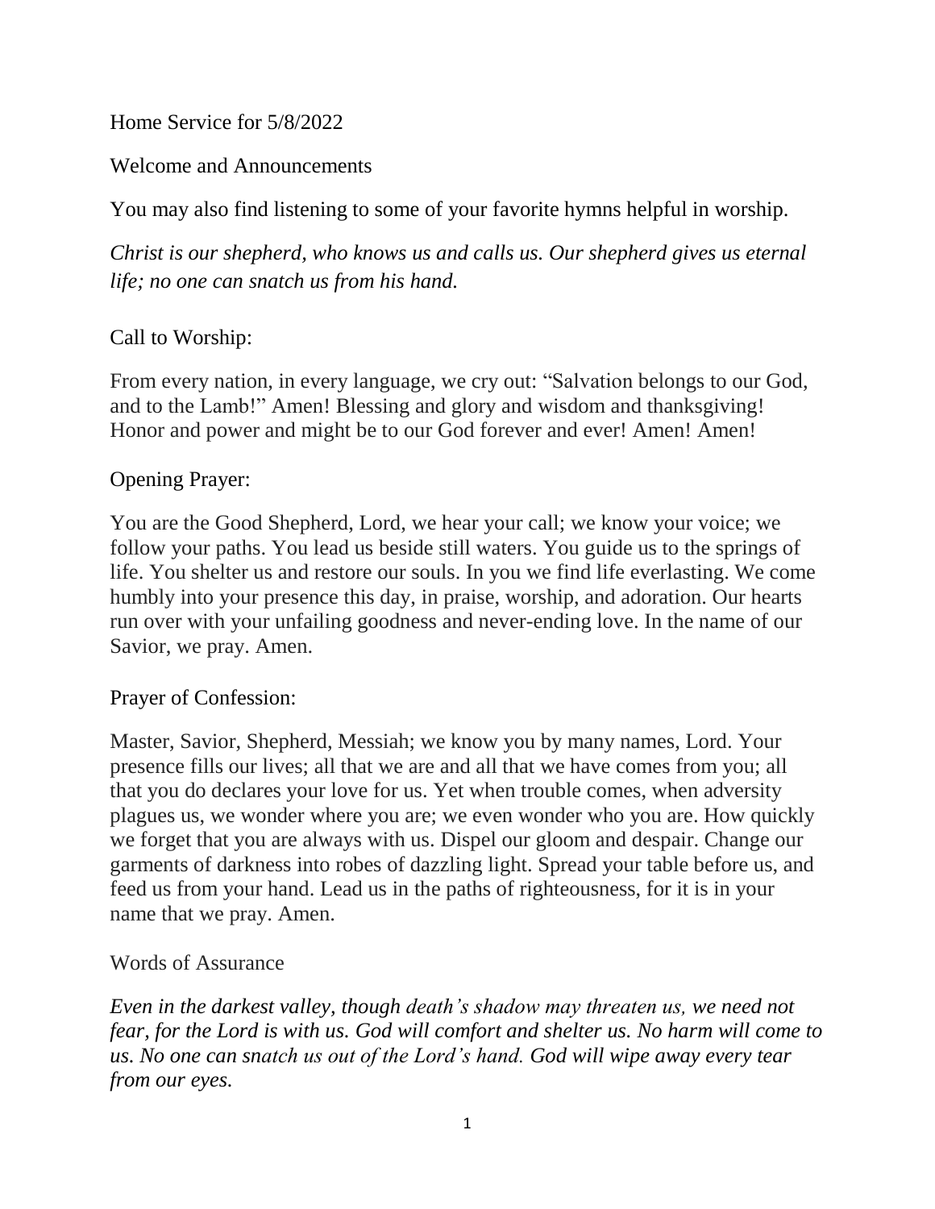Home Service for 5/8/2022

Welcome and Announcements

You may also find listening to some of your favorite hymns helpful in worship.

*Christ is our shepherd, who knows us and calls us. Our shepherd gives us eternal life; no one can snatch us from his hand.*

Call to Worship:

From every nation, in every language, we cry out: "Salvation belongs to our God, and to the Lamb!" Amen! Blessing and glory and wisdom and thanksgiving! Honor and power and might be to our God forever and ever! Amen! Amen!

Opening Prayer:

You are the Good Shepherd, Lord, we hear your call; we know your voice; we follow your paths. You lead us beside still waters. You guide us to the springs of life. You shelter us and restore our souls. In you we find life everlasting. We come humbly into your presence this day, in praise, worship, and adoration. Our hearts run over with your unfailing goodness and never-ending love. In the name of our Savior, we pray. Amen.

Prayer of Confession:

Master, Savior, Shepherd, Messiah; we know you by many names, Lord. Your presence fills our lives; all that we are and all that we have comes from you; all that you do declares your love for us. Yet when trouble comes, when adversity plagues us, we wonder where you are; we even wonder who you are. How quickly we forget that you are always with us. Dispel our gloom and despair. Change our garments of darkness into robes of dazzling light. Spread your table before us, and feed us from your hand. Lead us in the paths of righteousness, for it is in your name that we pray. Amen.

Words of Assurance

*Even in the darkest valley, though death's shadow may threaten us, we need not fear, for the Lord is with us. God will comfort and shelter us. No harm will come to us. No one can snatch us out of the Lord's hand. God will wipe away every tear from our eyes.*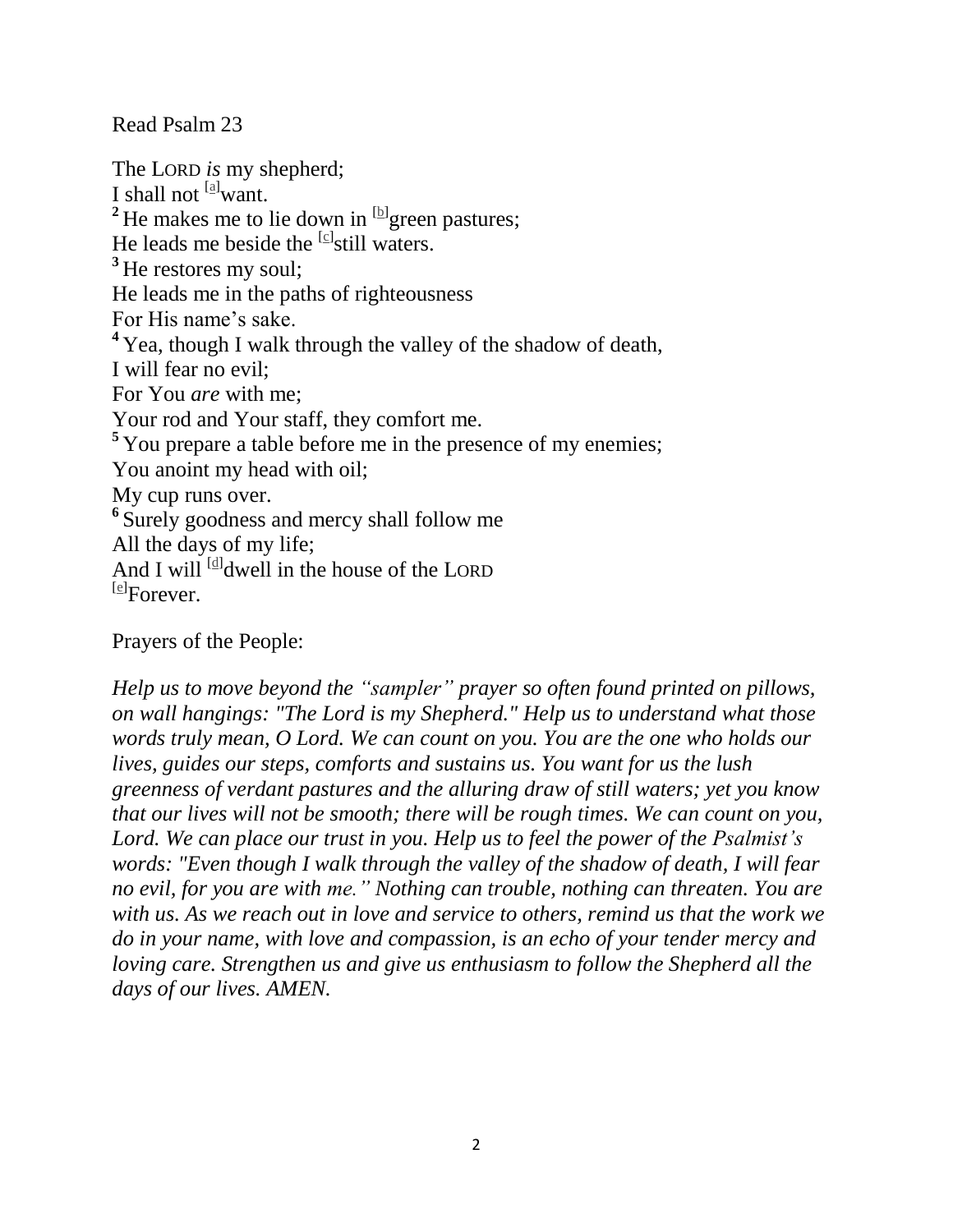Read Psalm 23

The LORD *is* my shepherd;
I shall not [a]want.
[2] He makes me to lie down in [b]green pastures;
He leads me beside the [c]still waters.
[3] He restores my soul;
He leads me in the paths of righteousness
For His name's sake.
[4] Yea, though I walk through the valley of the shadow of death,
I will fear no evil;
For You *are* with me;
Your rod and Your staff, they comfort me.
[5] You prepare a table before me in the presence of my enemies;
You anoint my head with oil;
My cup runs over.
[6] Surely goodness and mercy shall follow me
All the days of my life;
And I will [d]dwell in the house of the LORD
[e]Forever.

Prayers of the People:

*Help us to move beyond the "sampler" prayer so often found printed on pillows, on wall hangings: "The Lord is my Shepherd." Help us to understand what those words truly mean, O Lord. We can count on you. You are the one who holds our lives, guides our steps, comforts and sustains us. You want for us the lush greenness of verdant pastures and the alluring draw of still waters; yet you know that our lives will not be smooth; there will be rough times. We can count on you, Lord. We can place our trust in you. Help us to feel the power of the Psalmist's words: "Even though I walk through the valley of the shadow of death, I will fear no evil, for you are with me." Nothing can trouble, nothing can threaten. You are with us. As we reach out in love and service to others, remind us that the work we do in your name, with love and compassion, is an echo of your tender mercy and loving care. Strengthen us and give us enthusiasm to follow the Shepherd all the days of our lives. AMEN.*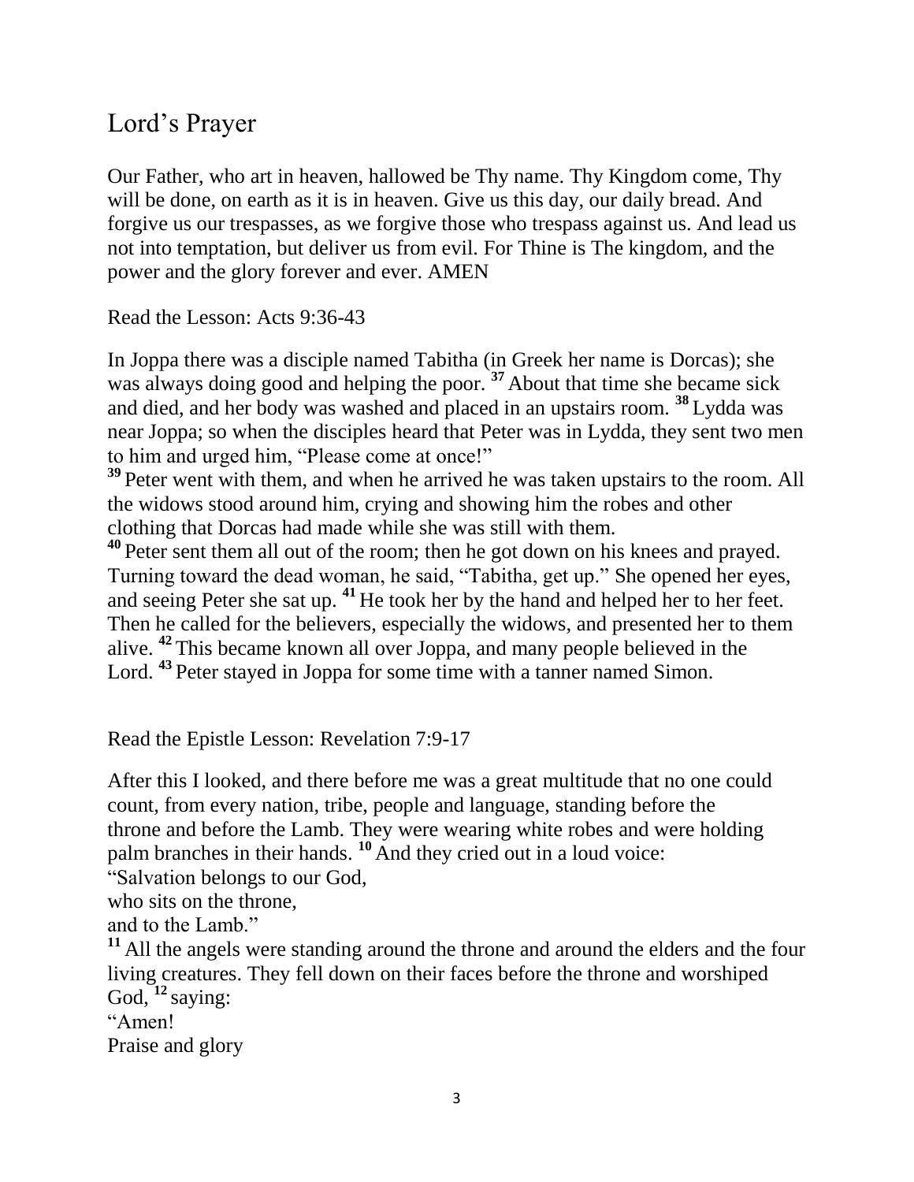## Lord's Prayer

Our Father, who art in heaven, hallowed be Thy name. Thy Kingdom come, Thy will be done, on earth as it is in heaven. Give us this day, our daily bread. And forgive us our trespasses, as we forgive those who trespass against us. And lead us not into temptation, but deliver us from evil. For Thine is The kingdom, and the power and the glory forever and ever. AMEN

Read the Lesson: Acts 9:36-43

In Joppa there was a disciple named Tabitha (in Greek her name is Dorcas); she was always doing good and helping the poor. **37** About that time she became sick and died, and her body was washed and placed in an upstairs room. **38** Lydda was near Joppa; so when the disciples heard that Peter was in Lydda, they sent two men to him and urged him, "Please come at once!"

**39** Peter went with them, and when he arrived he was taken upstairs to the room. All the widows stood around him, crying and showing him the robes and other clothing that Dorcas had made while she was still with them.

**40** Peter sent them all out of the room; then he got down on his knees and prayed. Turning toward the dead woman, he said, "Tabitha, get up." She opened her eyes, and seeing Peter she sat up. **41** He took her by the hand and helped her to her feet. Then he called for the believers, especially the widows, and presented her to them alive. **42** This became known all over Joppa, and many people believed in the Lord. **43** Peter stayed in Joppa for some time with a tanner named Simon.

Read the Epistle Lesson: Revelation 7:9-17

After this I looked, and there before me was a great multitude that no one could count, from every nation, tribe, people and language, standing before the throne and before the Lamb. They were wearing white robes and were holding palm branches in their hands. **10** And they cried out in a loud voice:

"Salvation belongs to our God,
who sits on the throne,
and to the Lamb."

**11** All the angels were standing around the throne and around the elders and the four living creatures. They fell down on their faces before the throne and worshiped God, **12** saying:

"Amen!
Praise and glory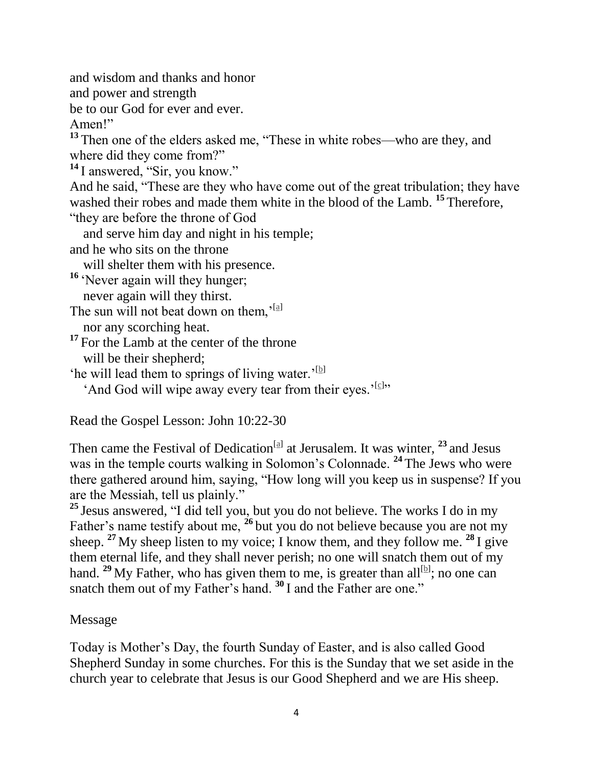and wisdom and thanks and honor
and power and strength
be to our God for ever and ever.
Amen!"

**13** Then one of the elders asked me, "These in white robes—who are they, and where did they come from?"

**14** I answered, "Sir, you know."

And he said, "These are they who have come out of the great tribulation; they have washed their robes and made them white in the blood of the Lamb. **15** Therefore,

"they are before the throne of God
  and serve him day and night in his temple;
and he who sits on the throne
  will shelter them with his presence.
**16** 'Never again will they hunger;
  never again will they thirst.
The sun will not beat down on them,'[a]
  nor any scorching heat.
**17** For the Lamb at the center of the throne
  will be their shepherd;
'he will lead them to springs of living water.'[b]
  'And God will wipe away every tear from their eyes.'[c]"

Read the Gospel Lesson: John 10:22-30

Then came the Festival of Dedication[a] at Jerusalem. It was winter, **23** and Jesus was in the temple courts walking in Solomon's Colonnade. **24** The Jews who were there gathered around him, saying, "How long will you keep us in suspense? If you are the Messiah, tell us plainly."

**25** Jesus answered, "I did tell you, but you do not believe. The works I do in my Father's name testify about me, **26** but you do not believe because you are not my sheep. **27** My sheep listen to my voice; I know them, and they follow me. **28** I give them eternal life, and they shall never perish; no one will snatch them out of my hand. **29** My Father, who has given them to me, is greater than all[b]; no one can snatch them out of my Father's hand. **30** I and the Father are one."

Message

Today is Mother's Day, the fourth Sunday of Easter, and is also called Good Shepherd Sunday in some churches. For this is the Sunday that we set aside in the church year to celebrate that Jesus is our Good Shepherd and we are His sheep.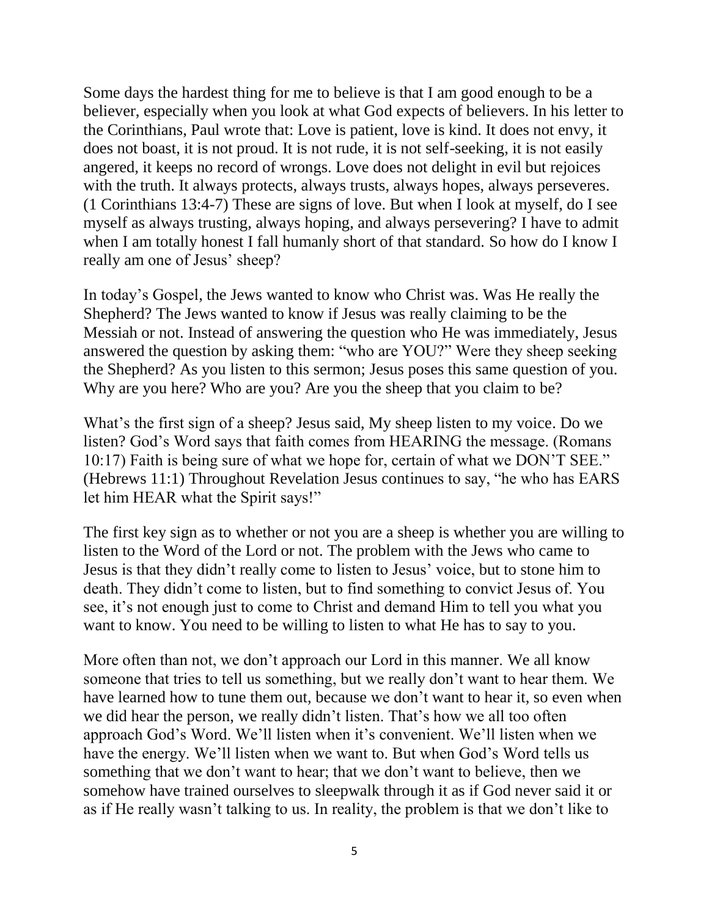Some days the hardest thing for me to believe is that I am good enough to be a believer, especially when you look at what God expects of believers. In his letter to the Corinthians, Paul wrote that: Love is patient, love is kind. It does not envy, it does not boast, it is not proud. It is not rude, it is not self-seeking, it is not easily angered, it keeps no record of wrongs. Love does not delight in evil but rejoices with the truth. It always protects, always trusts, always hopes, always perseveres. (1 Corinthians 13:4-7) These are signs of love. But when I look at myself, do I see myself as always trusting, always hoping, and always persevering? I have to admit when I am totally honest I fall humanly short of that standard. So how do I know I really am one of Jesus' sheep?

In today's Gospel, the Jews wanted to know who Christ was. Was He really the Shepherd? The Jews wanted to know if Jesus was really claiming to be the Messiah or not. Instead of answering the question who He was immediately, Jesus answered the question by asking them: "who are YOU?" Were they sheep seeking the Shepherd? As you listen to this sermon; Jesus poses this same question of you. Why are you here? Who are you? Are you the sheep that you claim to be?

What's the first sign of a sheep? Jesus said, My sheep listen to my voice. Do we listen? God's Word says that faith comes from HEARING the message. (Romans 10:17) Faith is being sure of what we hope for, certain of what we DON'T SEE." (Hebrews 11:1) Throughout Revelation Jesus continues to say, "he who has EARS let him HEAR what the Spirit says!"

The first key sign as to whether or not you are a sheep is whether you are willing to listen to the Word of the Lord or not. The problem with the Jews who came to Jesus is that they didn't really come to listen to Jesus' voice, but to stone him to death. They didn't come to listen, but to find something to convict Jesus of. You see, it's not enough just to come to Christ and demand Him to tell you what you want to know. You need to be willing to listen to what He has to say to you.

More often than not, we don't approach our Lord in this manner. We all know someone that tries to tell us something, but we really don't want to hear them. We have learned how to tune them out, because we don't want to hear it, so even when we did hear the person, we really didn't listen. That's how we all too often approach God's Word. We'll listen when it's convenient. We'll listen when we have the energy. We'll listen when we want to. But when God's Word tells us something that we don't want to hear; that we don't want to believe, then we somehow have trained ourselves to sleepwalk through it as if God never said it or as if He really wasn't talking to us. In reality, the problem is that we don't like to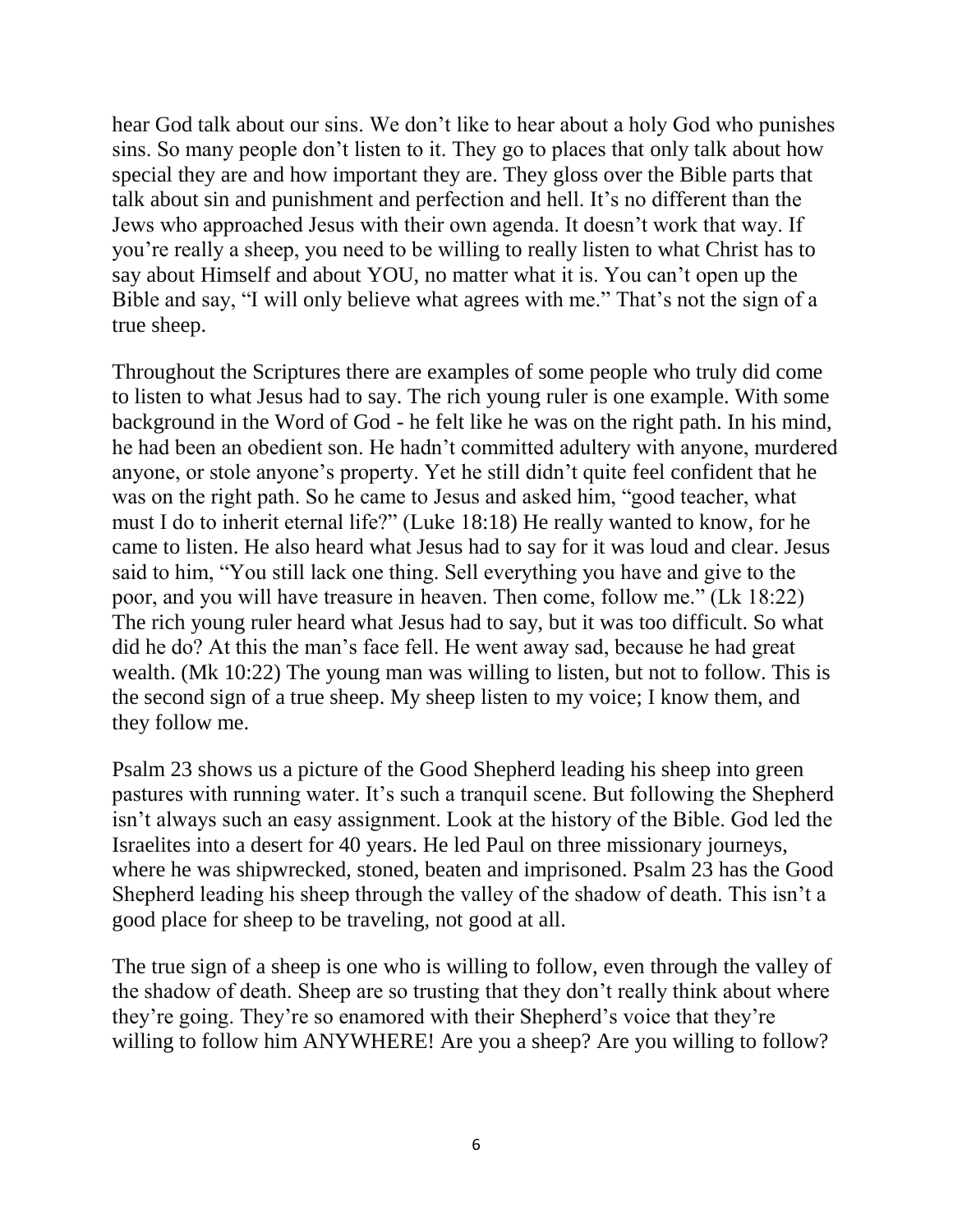hear God talk about our sins. We don't like to hear about a holy God who punishes sins. So many people don't listen to it. They go to places that only talk about how special they are and how important they are. They gloss over the Bible parts that talk about sin and punishment and perfection and hell. It's no different than the Jews who approached Jesus with their own agenda. It doesn't work that way. If you're really a sheep, you need to be willing to really listen to what Christ has to say about Himself and about YOU, no matter what it is. You can't open up the Bible and say, "I will only believe what agrees with me." That's not the sign of a true sheep.

Throughout the Scriptures there are examples of some people who truly did come to listen to what Jesus had to say. The rich young ruler is one example. With some background in the Word of God - he felt like he was on the right path. In his mind, he had been an obedient son. He hadn't committed adultery with anyone, murdered anyone, or stole anyone's property. Yet he still didn't quite feel confident that he was on the right path. So he came to Jesus and asked him, "good teacher, what must I do to inherit eternal life?" (Luke 18:18) He really wanted to know, for he came to listen. He also heard what Jesus had to say for it was loud and clear. Jesus said to him, "You still lack one thing. Sell everything you have and give to the poor, and you will have treasure in heaven. Then come, follow me." (Lk 18:22) The rich young ruler heard what Jesus had to say, but it was too difficult. So what did he do? At this the man's face fell. He went away sad, because he had great wealth. (Mk 10:22) The young man was willing to listen, but not to follow. This is the second sign of a true sheep. My sheep listen to my voice; I know them, and they follow me.

Psalm 23 shows us a picture of the Good Shepherd leading his sheep into green pastures with running water. It's such a tranquil scene. But following the Shepherd isn't always such an easy assignment. Look at the history of the Bible. God led the Israelites into a desert for 40 years. He led Paul on three missionary journeys, where he was shipwrecked, stoned, beaten and imprisoned. Psalm 23 has the Good Shepherd leading his sheep through the valley of the shadow of death. This isn't a good place for sheep to be traveling, not good at all.

The true sign of a sheep is one who is willing to follow, even through the valley of the shadow of death. Sheep are so trusting that they don't really think about where they're going. They're so enamored with their Shepherd's voice that they're willing to follow him ANYWHERE! Are you a sheep? Are you willing to follow?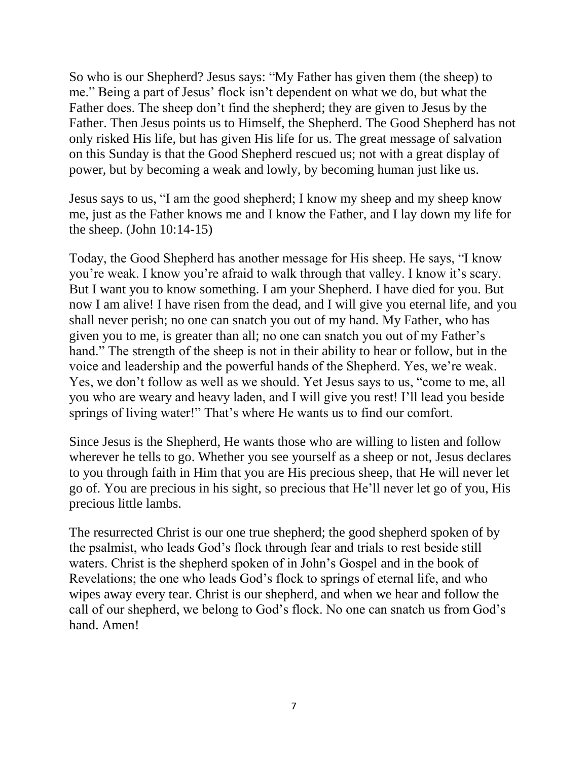So who is our Shepherd? Jesus says: "My Father has given them (the sheep) to me." Being a part of Jesus' flock isn't dependent on what we do, but what the Father does. The sheep don't find the shepherd; they are given to Jesus by the Father. Then Jesus points us to Himself, the Shepherd. The Good Shepherd has not only risked His life, but has given His life for us. The great message of salvation on this Sunday is that the Good Shepherd rescued us; not with a great display of power, but by becoming a weak and lowly, by becoming human just like us.

Jesus says to us, "I am the good shepherd; I know my sheep and my sheep know me, just as the Father knows me and I know the Father, and I lay down my life for the sheep. (John 10:14-15)

Today, the Good Shepherd has another message for His sheep. He says, "I know you're weak. I know you're afraid to walk through that valley. I know it's scary. But I want you to know something. I am your Shepherd. I have died for you. But now I am alive! I have risen from the dead, and I will give you eternal life, and you shall never perish; no one can snatch you out of my hand. My Father, who has given you to me, is greater than all; no one can snatch you out of my Father's hand." The strength of the sheep is not in their ability to hear or follow, but in the voice and leadership and the powerful hands of the Shepherd. Yes, we're weak. Yes, we don't follow as well as we should. Yet Jesus says to us, "come to me, all you who are weary and heavy laden, and I will give you rest! I'll lead you beside springs of living water!" That's where He wants us to find our comfort.

Since Jesus is the Shepherd, He wants those who are willing to listen and follow wherever he tells to go. Whether you see yourself as a sheep or not, Jesus declares to you through faith in Him that you are His precious sheep, that He will never let go of. You are precious in his sight, so precious that He'll never let go of you, His precious little lambs.

The resurrected Christ is our one true shepherd; the good shepherd spoken of by the psalmist, who leads God's flock through fear and trials to rest beside still waters. Christ is the shepherd spoken of in John's Gospel and in the book of Revelations; the one who leads God's flock to springs of eternal life, and who wipes away every tear. Christ is our shepherd, and when we hear and follow the call of our shepherd, we belong to God's flock. No one can snatch us from God's hand. Amen!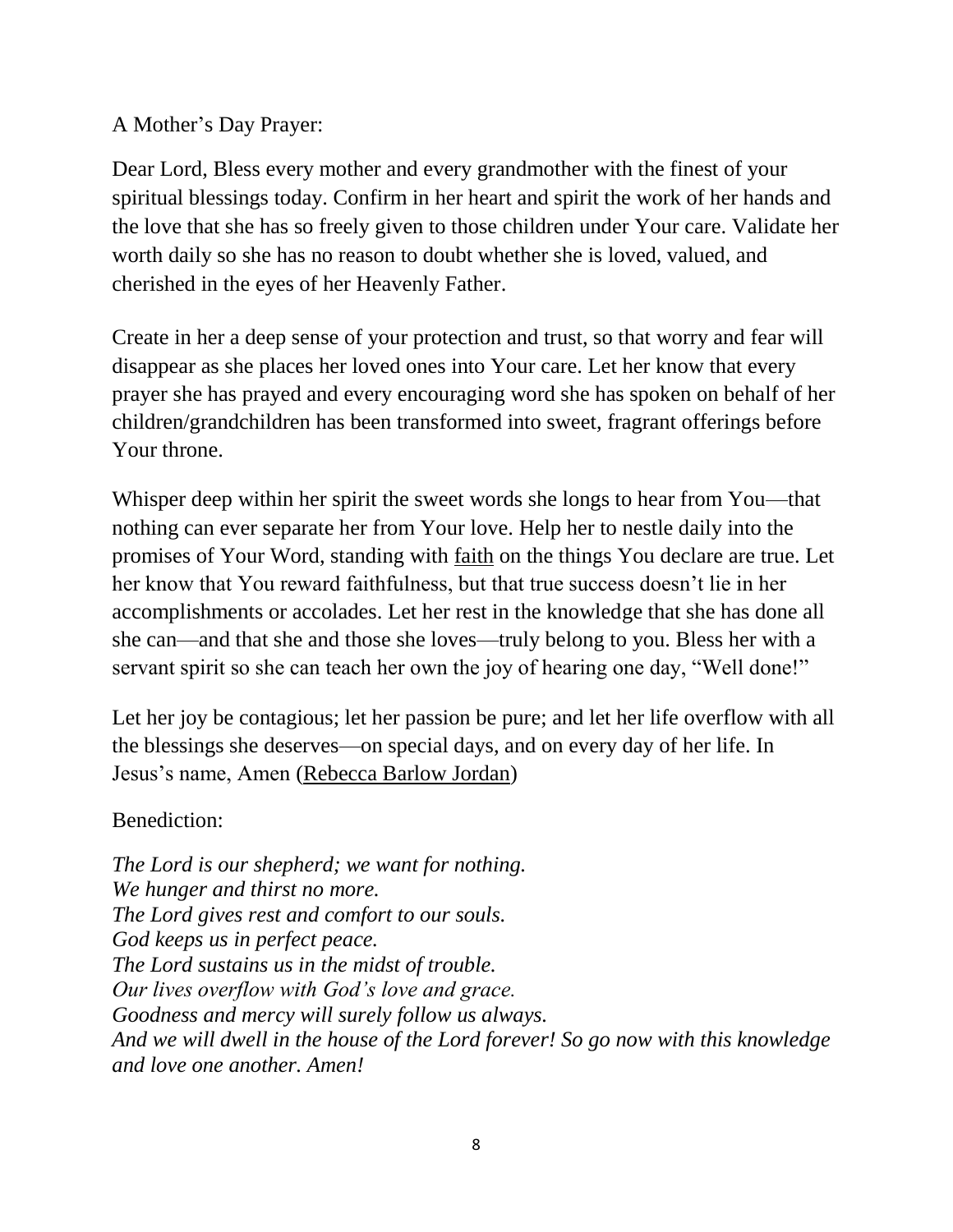A Mother's Day Prayer:

Dear Lord, Bless every mother and every grandmother with the finest of your spiritual blessings today. Confirm in her heart and spirit the work of her hands and the love that she has so freely given to those children under Your care. Validate her worth daily so she has no reason to doubt whether she is loved, valued, and cherished in the eyes of her Heavenly Father.

Create in her a deep sense of your protection and trust, so that worry and fear will disappear as she places her loved ones into Your care. Let her know that every prayer she has prayed and every encouraging word she has spoken on behalf of her children/grandchildren has been transformed into sweet, fragrant offerings before Your throne.

Whisper deep within her spirit the sweet words she longs to hear from You—that nothing can ever separate her from Your love. Help her to nestle daily into the promises of Your Word, standing with faith on the things You declare are true. Let her know that You reward faithfulness, but that true success doesn't lie in her accomplishments or accolades. Let her rest in the knowledge that she has done all she can—and that she and those she loves—truly belong to you. Bless her with a servant spirit so she can teach her own the joy of hearing one day, "Well done!"

Let her joy be contagious; let her passion be pure; and let her life overflow with all the blessings she deserves—on special days, and on every day of her life. In Jesus's name, Amen (Rebecca Barlow Jordan)

Benediction:

*The Lord is our shepherd; we want for nothing.*
*We hunger and thirst no more.*
*The Lord gives rest and comfort to our souls.*
*God keeps us in perfect peace.*
*The Lord sustains us in the midst of trouble.*
*Our lives overflow with God's love and grace.*
*Goodness and mercy will surely follow us always.*
*And we will dwell in the house of the Lord forever! So go now with this knowledge and love one another. Amen!*